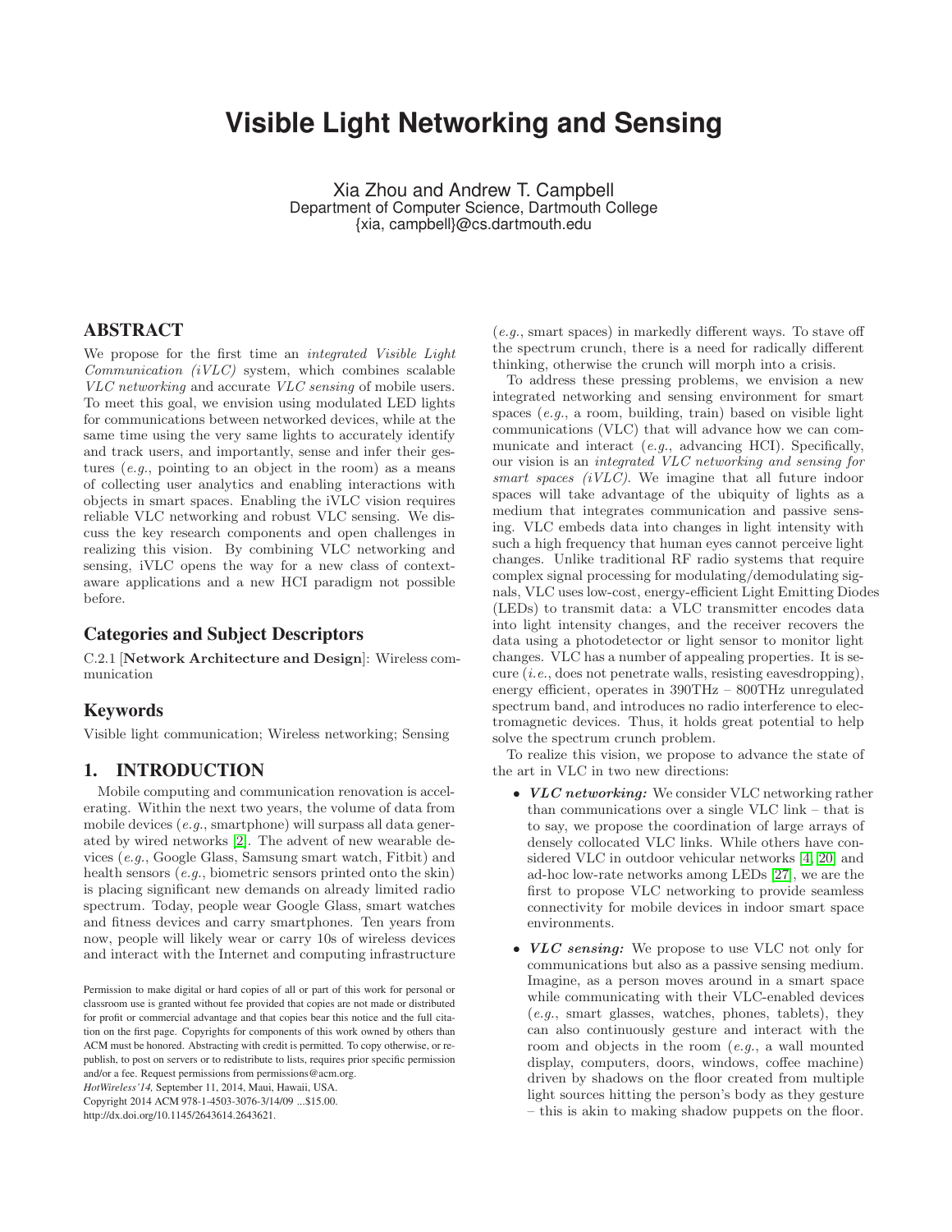# Visible Light Networking and Sensing

Xia Zhou and Andrew T. Campbell
Department of Computer Science, Dartmouth College
{xia, campbell}@cs.dartmouth.edu

## ABSTRACT

We propose for the first time an *integrated Visible Light Communication (iVLC)* system, which combines scalable *VLC networking* and accurate *VLC sensing* of mobile users. To meet this goal, we envision using modulated LED lights for communications between networked devices, while at the same time using the very same lights to accurately identify and track users, and importantly, sense and infer their gestures (*e.g.*, pointing to an object in the room) as a means of collecting user analytics and enabling interactions with objects in smart spaces. Enabling the iVLC vision requires reliable VLC networking and robust VLC sensing. We discuss the key research components and open challenges in realizing this vision. By combining VLC networking and sensing, iVLC opens the way for a new class of context-aware applications and a new HCI paradigm not possible before.

## Categories and Subject Descriptors

C.2.1 [**Network Architecture and Design**]: Wireless communication

## Keywords

Visible light communication; Wireless networking; Sensing

## 1. INTRODUCTION

Mobile computing and communication renovation is accelerating. Within the next two years, the volume of data from mobile devices (*e.g.*, smartphone) will surpass all data generated by wired networks [2]. The advent of new wearable devices (*e.g.*, Google Glass, Samsung smart watch, Fitbit) and health sensors (*e.g.*, biometric sensors printed onto the skin) is placing significant new demands on already limited radio spectrum. Today, people wear Google Glass, smart watches and fitness devices and carry smartphones. Ten years from now, people will likely wear or carry 10s of wireless devices and interact with the Internet and computing infrastructure (*e.g.*, smart spaces) in markedly different ways. To stave off the spectrum crunch, there is a need for radically different thinking, otherwise the crunch will morph into a crisis.

To address these pressing problems, we envision a new integrated networking and sensing environment for smart spaces (*e.g.*, a room, building, train) based on visible light communications (VLC) that will advance how we can communicate and interact (*e.g.*, advancing HCI). Specifically, our vision is an *integrated VLC networking and sensing for smart spaces (iVLC)*. We imagine that all future indoor spaces will take advantage of the ubiquity of lights as a medium that integrates communication and passive sensing. VLC embeds data into changes in light intensity with such a high frequency that human eyes cannot perceive light changes. Unlike traditional RF radio systems that require complex signal processing for modulating/demodulating signals, VLC uses low-cost, energy-efficient Light Emitting Diodes (LEDs) to transmit data: a VLC transmitter encodes data into light intensity changes, and the receiver recovers the data using a photodetector or light sensor to monitor light changes. VLC has a number of appealing properties. It is secure (*i.e.*, does not penetrate walls, resisting eavesdropping), energy efficient, operates in 390THz – 800THz unregulated spectrum band, and introduces no radio interference to electromagnetic devices. Thus, it holds great potential to help solve the spectrum crunch problem.

To realize this vision, we propose to advance the state of the art in VLC in two new directions:

- ***VLC networking:*** We consider VLC networking rather than communications over a single VLC link – that is to say, we propose the coordination of large arrays of densely collocated VLC links. While others have considered VLC in outdoor vehicular networks [4, 20] and ad-hoc low-rate networks among LEDs [27], we are the first to propose VLC networking to provide seamless connectivity for mobile devices in indoor smart space environments.
- ***VLC sensing:*** We propose to use VLC not only for communications but also as a passive sensing medium. Imagine, as a person moves around in a smart space while communicating with their VLC-enabled devices (*e.g.*, smart glasses, watches, phones, tablets), they can also continuously gesture and interact with the room and objects in the room (*e.g.*, a wall mounted display, computers, doors, windows, coffee machine) driven by shadows on the floor created from multiple light sources hitting the person's body as they gesture – this is akin to making shadow puppets on the floor.

Permission to make digital or hard copies of all or part of this work for personal or classroom use is granted without fee provided that copies are not made or distributed for profit or commercial advantage and that copies bear this notice and the full citation on the first page. Copyrights for components of this work owned by others than ACM must be honored. Abstracting with credit is permitted. To copy otherwise, or republish, to post on servers or to redistribute to lists, requires prior specific permission and/or a fee. Request permissions from permissions@acm.org.
*HotWireless'14,* September 11, 2014, Maui, Hawaii, USA.
Copyright 2014 ACM 978-1-4503-3076-3/14/09 ...$15.00.
http://dx.doi.org/10.1145/2643614.2643621.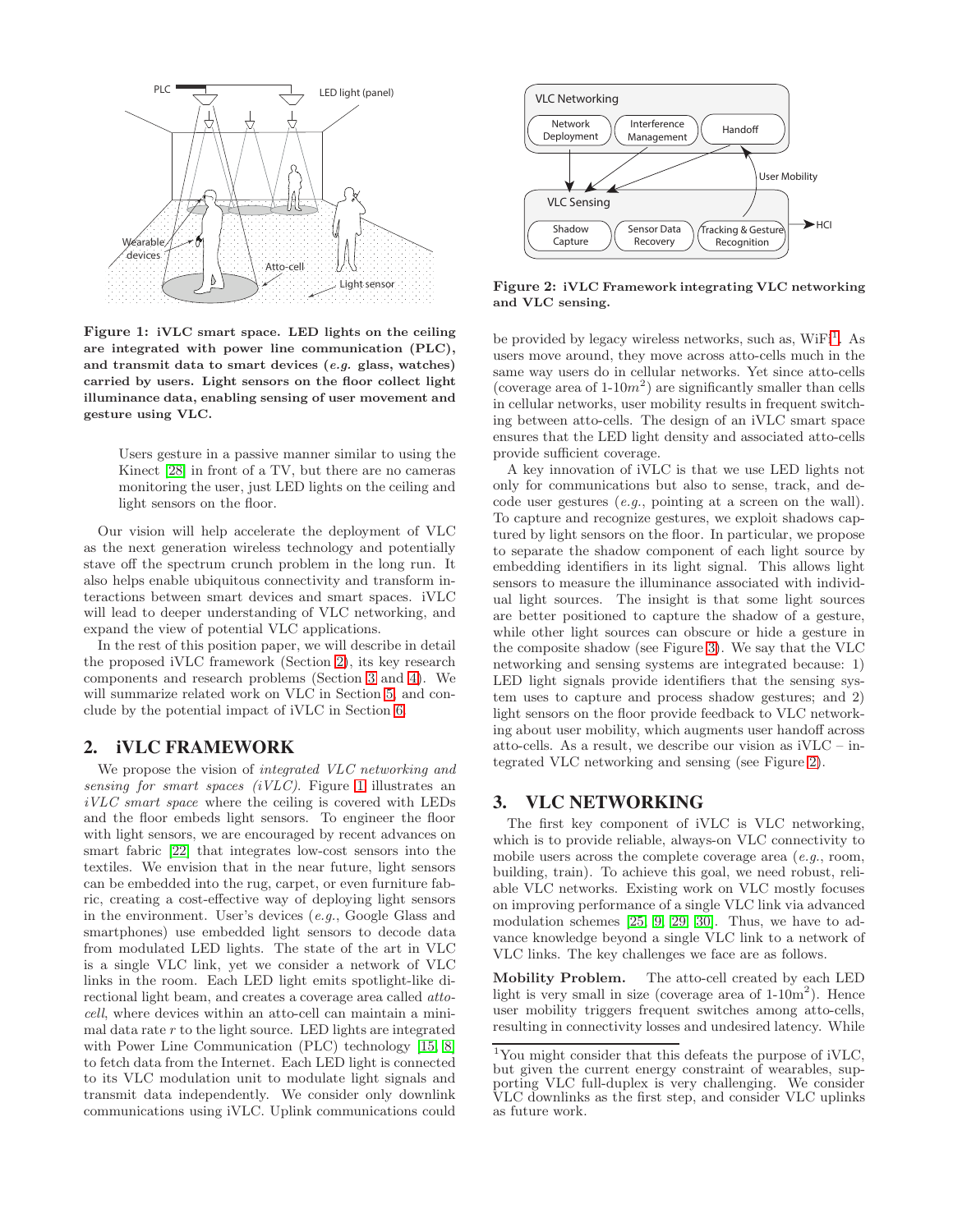**Figure 1: iVLC smart space. LED lights on the ceiling are integrated with power line communication (PLC), and transmit data to smart devices (*e.g.* glass, watches) carried by users. Light sensors on the floor collect light illuminance data, enabling sensing of user movement and gesture using VLC.**

> Users gesture in a passive manner similar to using the Kinect [28] in front of a TV, but there are no cameras monitoring the user, just LED lights on the ceiling and light sensors on the floor.

Our vision will help accelerate the deployment of VLC as the next generation wireless technology and potentially stave off the spectrum crunch problem in the long run. It also helps enable ubiquitous connectivity and transform interactions between smart devices and smart spaces. iVLC will lead to deeper understanding of VLC networking, and expand the view of potential VLC applications.

In the rest of this position paper, we will describe in detail the proposed iVLC framework (Section 2), its key research components and research problems (Section 3 and 4). We will summarize related work on VLC in Section 5, and conclude by the potential impact of iVLC in Section 6.

## 2. iVLC FRAMEWORK

We propose the vision of *integrated VLC networking and sensing for smart spaces (iVLC)*. Figure 1 illustrates an *iVLC smart space* where the ceiling is covered with LEDs and the floor embeds light sensors. To engineer the floor with light sensors, we are encouraged by recent advances on smart fabric [22] that integrates low-cost sensors into the textiles. We envision that in the near future, light sensors can be embedded into the rug, carpet, or even furniture fabric, creating a cost-effective way of deploying light sensors in the environment. User's devices (*e.g.*, Google Glass and smartphones) use embedded light sensors to decode data from modulated LED lights. The state of the art in VLC is a single VLC link, yet we consider a network of VLC links in the room. Each LED light emits spotlight-like directional light beam, and creates a coverage area called *atto-cell*, where devices within an atto-cell can maintain a minimal data rate $r$ to the light source. LED lights are integrated with Power Line Communication (PLC) technology [15, 8] to fetch data from the Internet. Each LED light is connected to its VLC modulation unit to modulate light signals and transmit data independently. We consider only downlink communications using iVLC. Uplink communications could be provided by legacy wireless networks, such as, WiFi[1]. As users move around, they move across atto-cells much in the same way users do in cellular networks. Yet since atto-cells (coverage area of 1-10$m^2$) are significantly smaller than cells in cellular networks, user mobility results in frequent switching between atto-cells. The design of an iVLC smart space ensures that the LED light density and associated atto-cells provide sufficient coverage.

A key innovation of iVLC is that we use LED lights not only for communications but also to sense, track, and decode user gestures (*e.g.*, pointing at a screen on the wall). To capture and recognize gestures, we exploit shadows captured by light sensors on the floor. In particular, we propose to separate the shadow component of each light source by embedding identifiers in its light signal. This allows light sensors to measure the illuminance associated with individual light sources. The insight is that some light sources are better positioned to capture the shadow of a gesture, while other light sources can obscure or hide a gesture in the composite shadow (see Figure 3). We say that the VLC networking and sensing systems are integrated because: 1) LED light signals provide identifiers that the sensing system uses to capture and process shadow gestures; and 2) light sensors on the floor provide feedback to VLC networking about user mobility, which augments user handoff across atto-cells. As a result, we describe our vision as iVLC – integrated VLC networking and sensing (see Figure 2).

**Figure 2: iVLC Framework integrating VLC networking and VLC sensing.**

## 3. VLC NETWORKING

The first key component of iVLC is VLC networking, which is to provide reliable, always-on VLC connectivity to mobile users across the complete coverage area (*e.g.*, room, building, train). To achieve this goal, we need robust, reliable VLC networks. Existing work on VLC mostly focuses on improving performance of a single VLC link via advanced modulation schemes [25, 9, 29, 30]. Thus, we have to advance knowledge beyond a single VLC link to a network of VLC links. The key challenges we face are as follows.

**Mobility Problem.** The atto-cell created by each LED light is very small in size (coverage area of 1-10m$^2$). Hence user mobility triggers frequent switches among atto-cells, resulting in connectivity losses and undesired latency. While

[1] You might consider that this defeats the purpose of iVLC, but given the current energy constraint of wearables, supporting VLC full-duplex is very challenging. We consider VLC downlinks as the first step, and consider VLC uplinks as future work.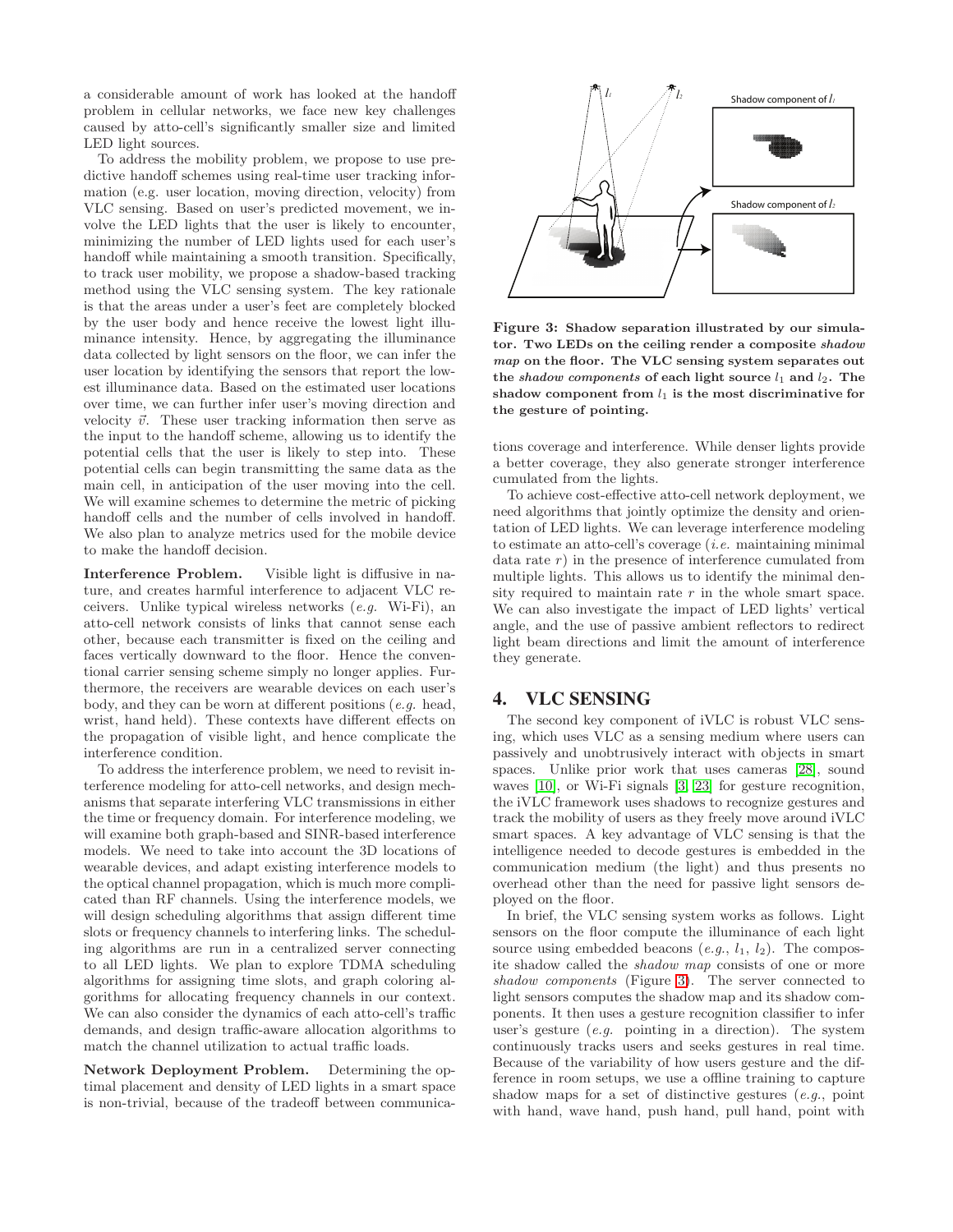a considerable amount of work has looked at the handoff problem in cellular networks, we face new key challenges caused by atto-cell's significantly smaller size and limited LED light sources.

To address the mobility problem, we propose to use predictive handoff schemes using real-time user tracking information (e.g. user location, moving direction, velocity) from VLC sensing. Based on user's predicted movement, we involve the LED lights that the user is likely to encounter, minimizing the number of LED lights used for each user's handoff while maintaining a smooth transition. Specifically, to track user mobility, we propose a shadow-based tracking method using the VLC sensing system. The key rationale is that the areas under a user's feet are completely blocked by the user body and hence receive the lowest light illuminance intensity. Hence, by aggregating the illuminance data collected by light sensors on the floor, we can infer the user location by identifying the sensors that report the lowest illuminance data. Based on the estimated user locations over time, we can further infer user's moving direction and velocity $\vec{v}$. These user tracking information then serve as the input to the handoff scheme, allowing us to identify the potential cells that the user is likely to step into. These potential cells can begin transmitting the same data as the main cell, in anticipation of the user moving into the cell. We will examine schemes to determine the metric of picking handoff cells and the number of cells involved in handoff. We also plan to analyze metrics used for the mobile device to make the handoff decision.

**Interference Problem.** Visible light is diffusive in nature, and creates harmful interference to adjacent VLC receivers. Unlike typical wireless networks (*e.g.* Wi-Fi), an atto-cell network consists of links that cannot sense each other, because each transmitter is fixed on the ceiling and faces vertically downward to the floor. Hence the conventional carrier sensing scheme simply no longer applies. Furthermore, the receivers are wearable devices on each user's body, and they can be worn at different positions (*e.g.* head, wrist, hand held). These contexts have different effects on the propagation of visible light, and hence complicate the interference condition.

To address the interference problem, we need to revisit interference modeling for atto-cell networks, and design mechanisms that separate interfering VLC transmissions in either the time or frequency domain. For interference modeling, we will examine both graph-based and SINR-based interference models. We need to take into account the 3D locations of wearable devices, and adapt existing interference models to the optical channel propagation, which is much more complicated than RF channels. Using the interference models, we will design scheduling algorithms that assign different time slots or frequency channels to interfering links. The scheduling algorithms are run in a centralized server connecting to all LED lights. We plan to explore TDMA scheduling algorithms for assigning time slots, and graph coloring algorithms for allocating frequency channels in our context. We can also consider the dynamics of each atto-cell's traffic demands, and design traffic-aware allocation algorithms to match the channel utilization to actual traffic loads.

**Network Deployment Problem.** Determining the optimal placement and density of LED lights in a smart space is non-trivial, because of the tradeoff between communications coverage and interference. While denser lights provide a better coverage, they also generate stronger interference cumulated from the lights.

**Figure 3: Shadow separation illustrated by our simulator. Two LEDs on the ceiling render a composite *shadow map* on the floor. The VLC sensing system separates out the *shadow components* of each light source $l_1$ and $l_2$. The shadow component from $l_1$ is the most discriminative for the gesture of pointing.**

To achieve cost-effective atto-cell network deployment, we need algorithms that jointly optimize the density and orientation of LED lights. We can leverage interference modeling to estimate an atto-cell's coverage (*i.e.* maintaining minimal data rate $r$) in the presence of interference cumulated from multiple lights. This allows us to identify the minimal density required to maintain rate $r$ in the whole smart space. We can also investigate the impact of LED lights' vertical angle, and the use of passive ambient reflectors to redirect light beam directions and limit the amount of interference they generate.

## 4. VLC SENSING

The second key component of iVLC is robust VLC sensing, which uses VLC as a sensing medium where users can passively and unobtrusively interact with objects in smart spaces. Unlike prior work that uses cameras [28], sound waves [10], or Wi-Fi signals [3] [23] for gesture recognition, the iVLC framework uses shadows to recognize gestures and track the mobility of users as they freely move around iVLC smart spaces. A key advantage of VLC sensing is that the intelligence needed to decode gestures is embedded in the communication medium (the light) and thus presents no overhead other than the need for passive light sensors deployed on the floor.

In brief, the VLC sensing system works as follows. Light sensors on the floor compute the illuminance of each light source using embedded beacons (*e.g.*, $l_1$, $l_2$). The composite shadow called the *shadow map* consists of one or more *shadow components* (Figure 3). The server connected to light sensors computes the shadow map and its shadow components. It then uses a gesture recognition classifier to infer user's gesture (*e.g.* pointing in a direction). The system continuously tracks users and seeks gestures in real time. Because of the variability of how users gesture and the difference in room setups, we use a offline training to capture shadow maps for a set of distinctive gestures (*e.g.*, point with hand, wave hand, push hand, pull hand, point with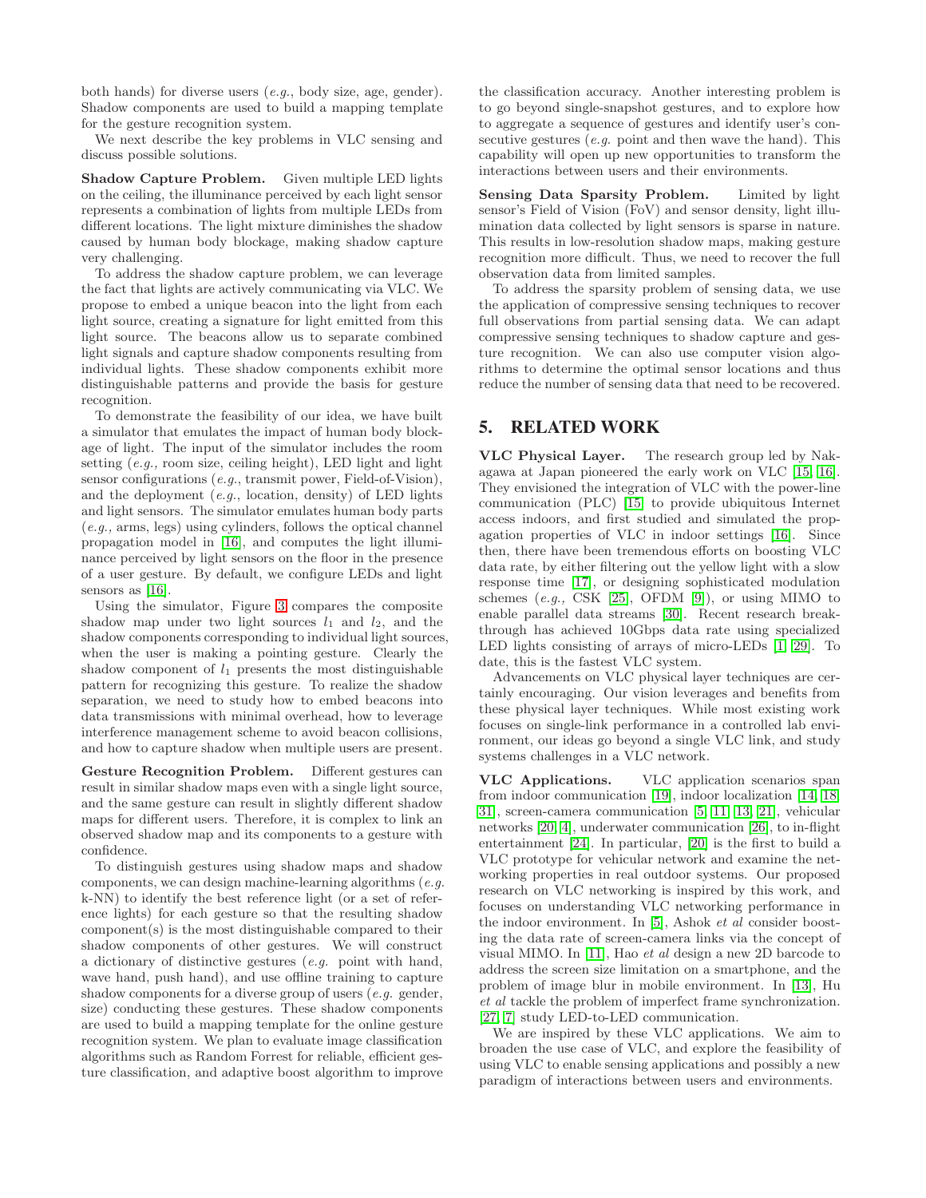both hands) for diverse users (*e.g.*, body size, age, gender). Shadow components are used to build a mapping template for the gesture recognition system.

We next describe the key problems in VLC sensing and discuss possible solutions.

**Shadow Capture Problem.** Given multiple LED lights on the ceiling, the illuminance perceived by each light sensor represents a combination of lights from multiple LEDs from different locations. The light mixture diminishes the shadow caused by human body blockage, making shadow capture very challenging.

To address the shadow capture problem, we can leverage the fact that lights are actively communicating via VLC. We propose to embed a unique beacon into the light from each light source, creating a signature for light emitted from this light source. The beacons allow us to separate combined light signals and capture shadow components resulting from individual lights. These shadow components exhibit more distinguishable patterns and provide the basis for gesture recognition.

To demonstrate the feasibility of our idea, we have built a simulator that emulates the impact of human body blockage of light. The input of the simulator includes the room setting (*e.g.,* room size, ceiling height), LED light and light sensor configurations (*e.g.*, transmit power, Field-of-Vision), and the deployment (*e.g.*, location, density) of LED lights and light sensors. The simulator emulates human body parts (*e.g.,* arms, legs) using cylinders, follows the optical channel propagation model in [16], and computes the light illuminance perceived by light sensors on the floor in the presence of a user gesture. By default, we configure LEDs and light sensors as [16].

Using the simulator, Figure 3 compares the composite shadow map under two light sources $l_1$ and $l_2$, and the shadow components corresponding to individual light sources, when the user is making a pointing gesture. Clearly the shadow component of $l_1$ presents the most distinguishable pattern for recognizing this gesture. To realize the shadow separation, we need to study how to embed beacons into data transmissions with minimal overhead, how to leverage interference management scheme to avoid beacon collisions, and how to capture shadow when multiple users are present.

**Gesture Recognition Problem.** Different gestures can result in similar shadow maps even with a single light source, and the same gesture can result in slightly different shadow maps for different users. Therefore, it is complex to link an observed shadow map and its components to a gesture with confidence.

To distinguish gestures using shadow maps and shadow components, we can design machine-learning algorithms (*e.g.* k-NN) to identify the best reference light (or a set of reference lights) for each gesture so that the resulting shadow component(s) is the most distinguishable compared to their shadow components of other gestures. We will construct a dictionary of distinctive gestures (*e.g.* point with hand, wave hand, push hand), and use offline training to capture shadow components for a diverse group of users (*e.g.* gender, size) conducting these gestures. These shadow components are used to build a mapping template for the online gesture recognition system. We plan to evaluate image classification algorithms such as Random Forrest for reliable, efficient gesture classification, and adaptive boost algorithm to improve the classification accuracy. Another interesting problem is to go beyond single-snapshot gestures, and to explore how to aggregate a sequence of gestures and identify user's consecutive gestures (*e.g.* point and then wave the hand). This capability will open up new opportunities to transform the interactions between users and their environments.

**Sensing Data Sparsity Problem.** Limited by light sensor's Field of Vision (FoV) and sensor density, light illumination data collected by light sensors is sparse in nature. This results in low-resolution shadow maps, making gesture recognition more difficult. Thus, we need to recover the full observation data from limited samples.

To address the sparsity problem of sensing data, we use the application of compressive sensing techniques to recover full observations from partial sensing data. We can adapt compressive sensing techniques to shadow capture and gesture recognition. We can also use computer vision algorithms to determine the optimal sensor locations and thus reduce the number of sensing data that need to be recovered.

## 5. RELATED WORK

**VLC Physical Layer.** The research group led by Nakagawa at Japan pioneered the early work on VLC [15, 16]. They envisioned the integration of VLC with the power-line communication (PLC) [15] to provide ubiquitous Internet access indoors, and first studied and simulated the propagation properties of VLC in indoor settings [16]. Since then, there have been tremendous efforts on boosting VLC data rate, by either filtering out the yellow light with a slow response time [17], or designing sophisticated modulation schemes (*e.g.,* CSK [25], OFDM [9]), or using MIMO to enable parallel data streams [30]. Recent research breakthrough has achieved 10Gbps data rate using specialized LED lights consisting of arrays of micro-LEDs [1, 29]. To date, this is the fastest VLC system.

Advancements on VLC physical layer techniques are certainly encouraging. Our vision leverages and benefits from these physical layer techniques. While most existing work focuses on single-link performance in a controlled lab environment, our ideas go beyond a single VLC link, and study systems challenges in a VLC network.

**VLC Applications.** VLC application scenarios span from indoor communication [19], indoor localization [14, 18, 31], screen-camera communication [5, 11, 13, 21], vehicular networks [20, 4], underwater communication [26], to in-flight entertainment [24]. In particular, [20] is the first to build a VLC prototype for vehicular network and examine the networking properties in real outdoor systems. Our proposed research on VLC networking is inspired by this work, and focuses on understanding VLC networking performance in the indoor environment. In [5], Ashok *et al* consider boosting the data rate of screen-camera links via the concept of visual MIMO. In [11], Hao *et al* design a new 2D barcode to address the screen size limitation on a smartphone, and the problem of image blur in mobile environment. In [13], Hu *et al* tackle the problem of imperfect frame synchronization. [27, 7] study LED-to-LED communication.

We are inspired by these VLC applications. We aim to broaden the use case of VLC, and explore the feasibility of using VLC to enable sensing applications and possibly a new paradigm of interactions between users and environments.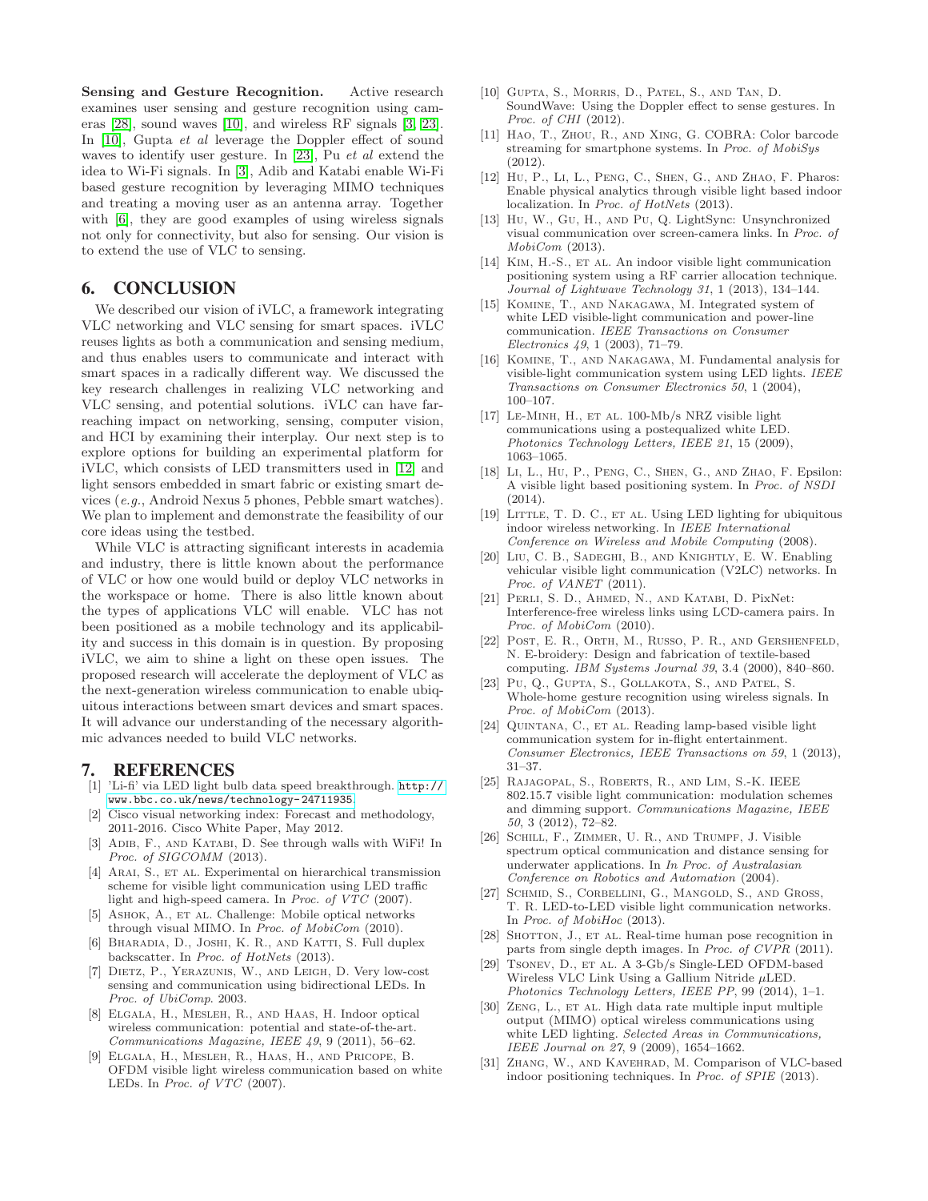**Sensing and Gesture Recognition.** Active research examines user sensing and gesture recognition using cameras [28], sound waves [10], and wireless RF signals [3, 23]. In [10], Gupta *et al* leverage the Doppler effect of sound waves to identify user gesture. In [23], Pu *et al* extend the idea to Wi-Fi signals. In [3], Adib and Katabi enable Wi-Fi based gesture recognition by leveraging MIMO techniques and treating a moving user as an antenna array. Together with [6], they are good examples of using wireless signals not only for connectivity, but also for sensing. Our vision is to extend the use of VLC to sensing.

## 6. CONCLUSION

We described our vision of iVLC, a framework integrating VLC networking and VLC sensing for smart spaces. iVLC reuses lights as both a communication and sensing medium, and thus enables users to communicate and interact with smart spaces in a radically different way. We discussed the key research challenges in realizing VLC networking and VLC sensing, and potential solutions. iVLC can have far-reaching impact on networking, sensing, computer vision, and HCI by examining their interplay. Our next step is to explore options for building an experimental platform for iVLC, which consists of LED transmitters used in [12] and light sensors embedded in smart fabric or existing smart devices (*e.g.*, Android Nexus 5 phones, Pebble smart watches). We plan to implement and demonstrate the feasibility of our core ideas using the testbed.

While VLC is attracting significant interests in academia and industry, there is little known about the performance of VLC or how one would build or deploy VLC networks in the workspace or home. There is also little known about the types of applications VLC will enable. VLC has not been positioned as a mobile technology and its applicability and success in this domain is in question. By proposing iVLC, we aim to shine a light on these open issues. The proposed research will accelerate the deployment of VLC as the next-generation wireless communication to enable ubiquitous interactions between smart devices and smart spaces. It will advance our understanding of the necessary algorithmic advances needed to build VLC networks.

## 7. REFERENCES

[1] 'Li-fi' via LED light bulb data speed breakthrough. http://www.bbc.co.uk/news/technology-24711935.

[2] Cisco visual networking index: Forecast and methodology, 2011-2016. Cisco White Paper, May 2012.

[3] Adib, F., and Katabi, D. See through walls with WiFi! In *Proc. of SIGCOMM* (2013).

[4] Arai, S., et al. Experimental on hierarchical transmission scheme for visible light communication using LED traffic light and high-speed camera. In *Proc. of VTC* (2007).

[5] Ashok, A., et al. Challenge: Mobile optical networks through visual MIMO. In *Proc. of MobiCom* (2010).

[6] Bharadia, D., Joshi, K. R., and Katti, S. Full duplex backscatter. In *Proc. of HotNets* (2013).

[7] Dietz, P., Yerazunis, W., and Leigh, D. Very low-cost sensing and communication using bidirectional LEDs. In *Proc. of UbiComp*. 2003.

[8] Elgala, H., Mesleh, R., and Haas, H. Indoor optical wireless communication: potential and state-of-the-art. *Communications Magazine, IEEE 49*, 9 (2011), 56–62.

[9] Elgala, H., Mesleh, R., Haas, H., and Pricope, B. OFDM visible light wireless communication based on white LEDs. In *Proc. of VTC* (2007).

[10] Gupta, S., Morris, D., Patel, S., and Tan, D. SoundWave: Using the Doppler effect to sense gestures. In *Proc. of CHI* (2012).

[11] Hao, T., Zhou, R., and Xing, G. COBRA: Color barcode streaming for smartphone systems. In *Proc. of MobiSys* (2012).

[12] Hu, P., Li, L., Peng, C., Shen, G., and Zhao, F. Pharos: Enable physical analytics through visible light based indoor localization. In *Proc. of HotNets* (2013).

[13] Hu, W., Gu, H., and Pu, Q. LightSync: Unsynchronized visual communication over screen-camera links. In *Proc. of MobiCom* (2013).

[14] Kim, H.-S., et al. An indoor visible light communication positioning system using a RF carrier allocation technique. *Journal of Lightwave Technology 31*, 1 (2013), 134–144.

[15] Komine, T., and Nakagawa, M. Integrated system of white LED visible-light communication and power-line communication. *IEEE Transactions on Consumer Electronics 49*, 1 (2003), 71–79.

[16] Komine, T., and Nakagawa, M. Fundamental analysis for visible-light communication system using LED lights. *IEEE Transactions on Consumer Electronics 50*, 1 (2004), 100–107.

[17] Le-Minh, H., et al. 100-Mb/s NRZ visible light communications using a postequalized white LED. *Photonics Technology Letters, IEEE 21*, 15 (2009), 1063–1065.

[18] Li, L., Hu, P., Peng, C., Shen, G., and Zhao, F. Epsilon: A visible light based positioning system. In *Proc. of NSDI* (2014).

[19] Little, T. D. C., et al. Using LED lighting for ubiquitous indoor wireless networking. In *IEEE International Conference on Wireless and Mobile Computing* (2008).

[20] Liu, C. B., Sadeghi, B., and Knightly, E. W. Enabling vehicular visible light communication (V2LC) networks. In *Proc. of VANET* (2011).

[21] Perli, S. D., Ahmed, N., and Katabi, D. PixNet: Interference-free wireless links using LCD-camera pairs. In *Proc. of MobiCom* (2010).

[22] Post, E. R., Orth, M., Russo, P. R., and Gershenfeld, N. E-broidery: Design and fabrication of textile-based computing. *IBM Systems Journal 39*, 3.4 (2000), 840–860.

[23] Pu, Q., Gupta, S., Gollakota, S., and Patel, S. Whole-home gesture recognition using wireless signals. In *Proc. of MobiCom* (2013).

[24] Quintana, C., et al. Reading lamp-based visible light communication system for in-flight entertainment. *Consumer Electronics, IEEE Transactions on 59*, 1 (2013), 31–37.

[25] Rajagopal, S., Roberts, R., and Lim, S.-K. IEEE 802.15.7 visible light communication: modulation schemes and dimming support. *Communications Magazine, IEEE 50*, 3 (2012), 72–82.

[26] Schill, F., Zimmer, U. R., and Trumpf, J. Visible spectrum optical communication and distance sensing for underwater applications. In *In Proc. of Australasian Conference on Robotics and Automation* (2004).

[27] Schmid, S., Corbellini, G., Mangold, S., and Gross, T. R. LED-to-LED visible light communication networks. In *Proc. of MobiHoc* (2013).

[28] Shotton, J., et al. Real-time human pose recognition in parts from single depth images. In *Proc. of CVPR* (2011).

[29] Tsonev, D., et al. A 3-Gb/s Single-LED OFDM-based Wireless VLC Link Using a Gallium Nitride $\mu$LED. *Photonics Technology Letters, IEEE PP*, 99 (2014), 1–1.

[30] Zeng, L., et al. High data rate multiple input multiple output (MIMO) optical wireless communications using white LED lighting. *Selected Areas in Communications, IEEE Journal on 27*, 9 (2009), 1654–1662.

[31] Zhang, W., and Kavehrad, M. Comparison of VLC-based indoor positioning techniques. In *Proc. of SPIE* (2013).